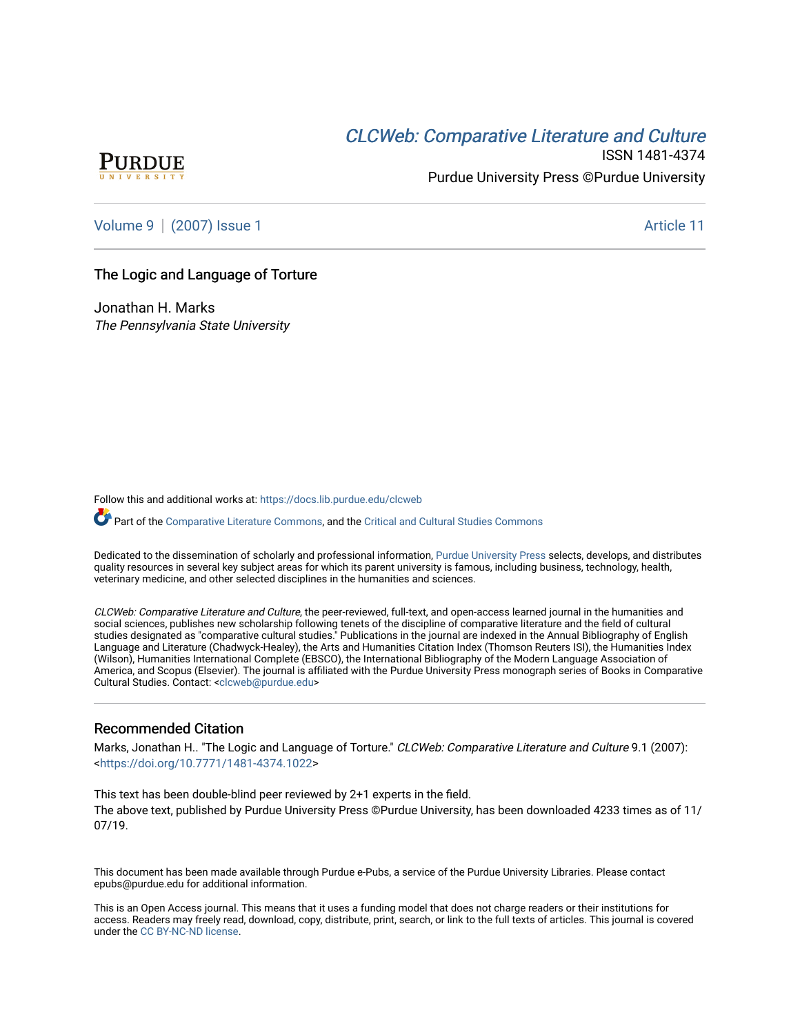# CLCWeb: Comparative Literature and Culture

ISSN 1481-4374

Purdue University Press ©Purdue University

Volume 9 | (2007) Issue 1 | Article 11

## The Logic and Language of Torture

Jonathan H. Marks
*The Pennsylvania State University*

Follow this and additional works at: https://docs.lib.purdue.edu/clcweb

Part of the Comparative Literature Commons, and the Critical and Cultural Studies Commons

Dedicated to the dissemination of scholarly and professional information, Purdue University Press selects, develops, and distributes quality resources in several key subject areas for which its parent university is famous, including business, technology, health, veterinary medicine, and other selected disciplines in the humanities and sciences.

*CLCWeb: Comparative Literature and Culture*, the peer-reviewed, full-text, and open-access learned journal in the humanities and social sciences, publishes new scholarship following tenets of the discipline of comparative literature and the field of cultural studies designated as "comparative cultural studies." Publications in the journal are indexed in the Annual Bibliography of English Language and Literature (Chadwyck-Healey), the Arts and Humanities Citation Index (Thomson Reuters ISI), the Humanities Index (Wilson), Humanities International Complete (EBSCO), the International Bibliography of the Modern Language Association of America, and Scopus (Elsevier). The journal is affiliated with the Purdue University Press monograph series of Books in Comparative Cultural Studies. Contact: <clcweb@purdue.edu>

### Recommended Citation

Marks, Jonathan H.. "The Logic and Language of Torture." *CLCWeb: Comparative Literature and Culture* 9.1 (2007): <https://doi.org/10.7771/1481-4374.1022>

This text has been double-blind peer reviewed by 2+1 experts in the field.
The above text, published by Purdue University Press ©Purdue University, has been downloaded 4233 times as of 11/07/19.

This document has been made available through Purdue e-Pubs, a service of the Purdue University Libraries. Please contact epubs@purdue.edu for additional information.

This is an Open Access journal. This means that it uses a funding model that does not charge readers or their institutions for access. Readers may freely read, download, copy, distribute, print, search, or link to the full texts of articles. This journal is covered under the CC BY-NC-ND license.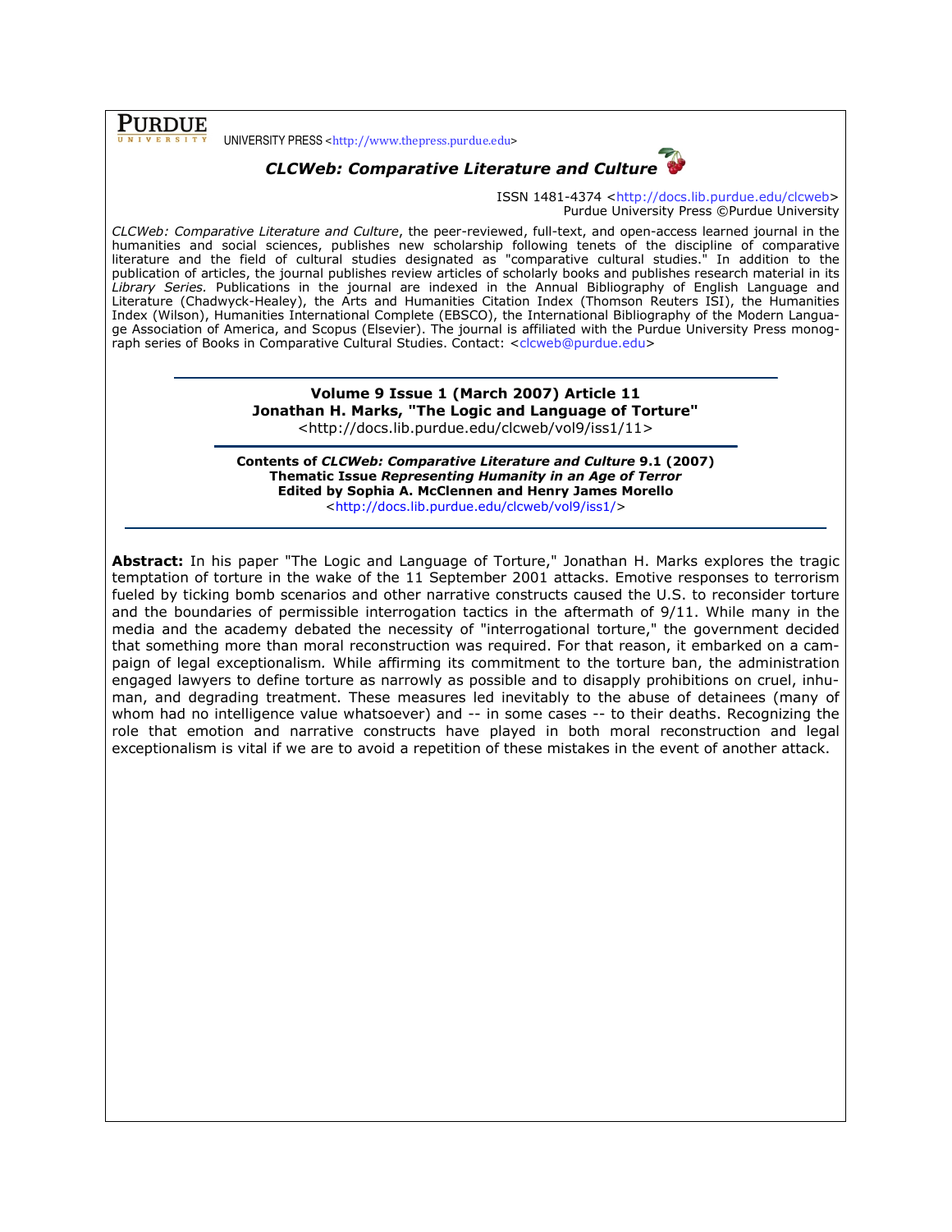PURDUE UNIVERSITY PRESS <http://www.thepress.purdue.edu>

***CLCWeb: Comparative Literature and Culture***

ISSN 1481-4374 <http://docs.lib.purdue.edu/clcweb>
Purdue University Press ©Purdue University

*CLCWeb: Comparative Literature and Culture*, the peer-reviewed, full-text, and open-access learned journal in the humanities and social sciences, publishes new scholarship following tenets of the discipline of comparative literature and the field of cultural studies designated as "comparative cultural studies." In addition to the publication of articles, the journal publishes review articles of scholarly books and publishes research material in its *Library Series.* Publications in the journal are indexed in the Annual Bibliography of English Language and Literature (Chadwyck-Healey), the Arts and Humanities Citation Index (Thomson Reuters ISI), the Humanities Index (Wilson), Humanities International Complete (EBSCO), the International Bibliography of the Modern Language Association of America, and Scopus (Elsevier). The journal is affiliated with the Purdue University Press monograph series of Books in Comparative Cultural Studies. Contact: <clcweb@purdue.edu>

**Volume 9 Issue 1 (March 2007) Article 11**
**Jonathan H. Marks, "The Logic and Language of Torture"**
<http://docs.lib.purdue.edu/clcweb/vol9/iss1/11>

**Contents of *CLCWeb: Comparative Literature and Culture* 9.1 (2007)**
**Thematic Issue *Representing Humanity in an Age of Terror***
**Edited by Sophia A. McClennen and Henry James Morello**
<http://docs.lib.purdue.edu/clcweb/vol9/iss1/>

**Abstract:** In his paper "The Logic and Language of Torture," Jonathan H. Marks explores the tragic temptation of torture in the wake of the 11 September 2001 attacks. Emotive responses to terrorism fueled by ticking bomb scenarios and other narrative constructs caused the U.S. to reconsider torture and the boundaries of permissible interrogation tactics in the aftermath of 9/11. While many in the media and the academy debated the necessity of "interrogational torture," the government decided that something more than moral reconstruction was required. For that reason, it embarked on a campaign of legal exceptionalism. While affirming its commitment to the torture ban, the administration engaged lawyers to define torture as narrowly as possible and to disapply prohibitions on cruel, inhuman, and degrading treatment. These measures led inevitably to the abuse of detainees (many of whom had no intelligence value whatsoever) and -- in some cases -- to their deaths. Recognizing the role that emotion and narrative constructs have played in both moral reconstruction and legal exceptionalism is vital if we are to avoid a repetition of these mistakes in the event of another attack.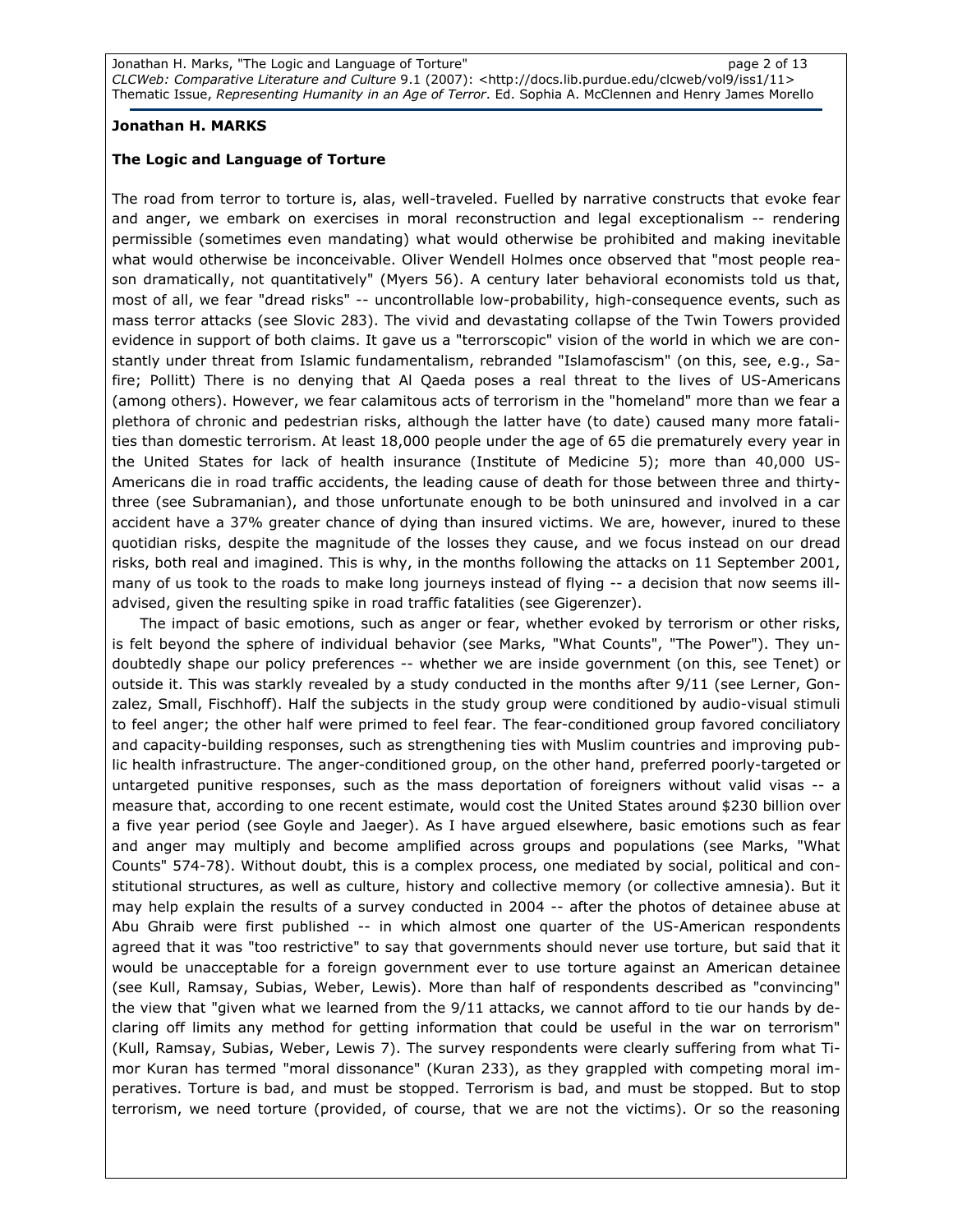**Jonathan H. MARKS**

**The Logic and Language of Torture**

The road from terror to torture is, alas, well-traveled. Fuelled by narrative constructs that evoke fear and anger, we embark on exercises in moral reconstruction and legal exceptionalism -- rendering permissible (sometimes even mandating) what would otherwise be prohibited and making inevitable what would otherwise be inconceivable. Oliver Wendell Holmes once observed that "most people reason dramatically, not quantitatively" (Myers 56). A century later behavioral economists told us that, most of all, we fear "dread risks" -- uncontrollable low-probability, high-consequence events, such as mass terror attacks (see Slovic 283). The vivid and devastating collapse of the Twin Towers provided evidence in support of both claims. It gave us a "terrorscopic" vision of the world in which we are constantly under threat from Islamic fundamentalism, rebranded "Islamofascism" (on this, see, e.g., Safire; Pollitt) There is no denying that Al Qaeda poses a real threat to the lives of US-Americans (among others). However, we fear calamitous acts of terrorism in the "homeland" more than we fear a plethora of chronic and pedestrian risks, although the latter have (to date) caused many more fatalities than domestic terrorism. At least 18,000 people under the age of 65 die prematurely every year in the United States for lack of health insurance (Institute of Medicine 5); more than 40,000 US-Americans die in road traffic accidents, the leading cause of death for those between three and thirty-three (see Subramanian), and those unfortunate enough to be both uninsured and involved in a car accident have a 37% greater chance of dying than insured victims. We are, however, inured to these quotidian risks, despite the magnitude of the losses they cause, and we focus instead on our dread risks, both real and imagined. This is why, in the months following the attacks on 11 September 2001, many of us took to the roads to make long journeys instead of flying -- a decision that now seems ill-advised, given the resulting spike in road traffic fatalities (see Gigerenzer).

The impact of basic emotions, such as anger or fear, whether evoked by terrorism or other risks, is felt beyond the sphere of individual behavior (see Marks, "What Counts", "The Power"). They undoubtedly shape our policy preferences -- whether we are inside government (on this, see Tenet) or outside it. This was starkly revealed by a study conducted in the months after 9/11 (see Lerner, Gonzalez, Small, Fischhoff). Half the subjects in the study group were conditioned by audio-visual stimuli to feel anger; the other half were primed to feel fear. The fear-conditioned group favored conciliatory and capacity-building responses, such as strengthening ties with Muslim countries and improving public health infrastructure. The anger-conditioned group, on the other hand, preferred poorly-targeted or untargeted punitive responses, such as the mass deportation of foreigners without valid visas -- a measure that, according to one recent estimate, would cost the United States around $230 billion over a five year period (see Goyle and Jaeger). As I have argued elsewhere, basic emotions such as fear and anger may multiply and become amplified across groups and populations (see Marks, "What Counts" 574-78). Without doubt, this is a complex process, one mediated by social, political and constitutional structures, as well as culture, history and collective memory (or collective amnesia). But it may help explain the results of a survey conducted in 2004 -- after the photos of detainee abuse at Abu Ghraib were first published -- in which almost one quarter of the US-American respondents agreed that it was "too restrictive" to say that governments should never use torture, but said that it would be unacceptable for a foreign government ever to use torture against an American detainee (see Kull, Ramsay, Subias, Weber, Lewis). More than half of respondents described as "convincing" the view that "given what we learned from the 9/11 attacks, we cannot afford to tie our hands by declaring off limits any method for getting information that could be useful in the war on terrorism" (Kull, Ramsay, Subias, Weber, Lewis 7). The survey respondents were clearly suffering from what Timor Kuran has termed "moral dissonance" (Kuran 233), as they grappled with competing moral imperatives. Torture is bad, and must be stopped. Terrorism is bad, and must be stopped. But to stop terrorism, we need torture (provided, of course, that we are not the victims). Or so the reasoning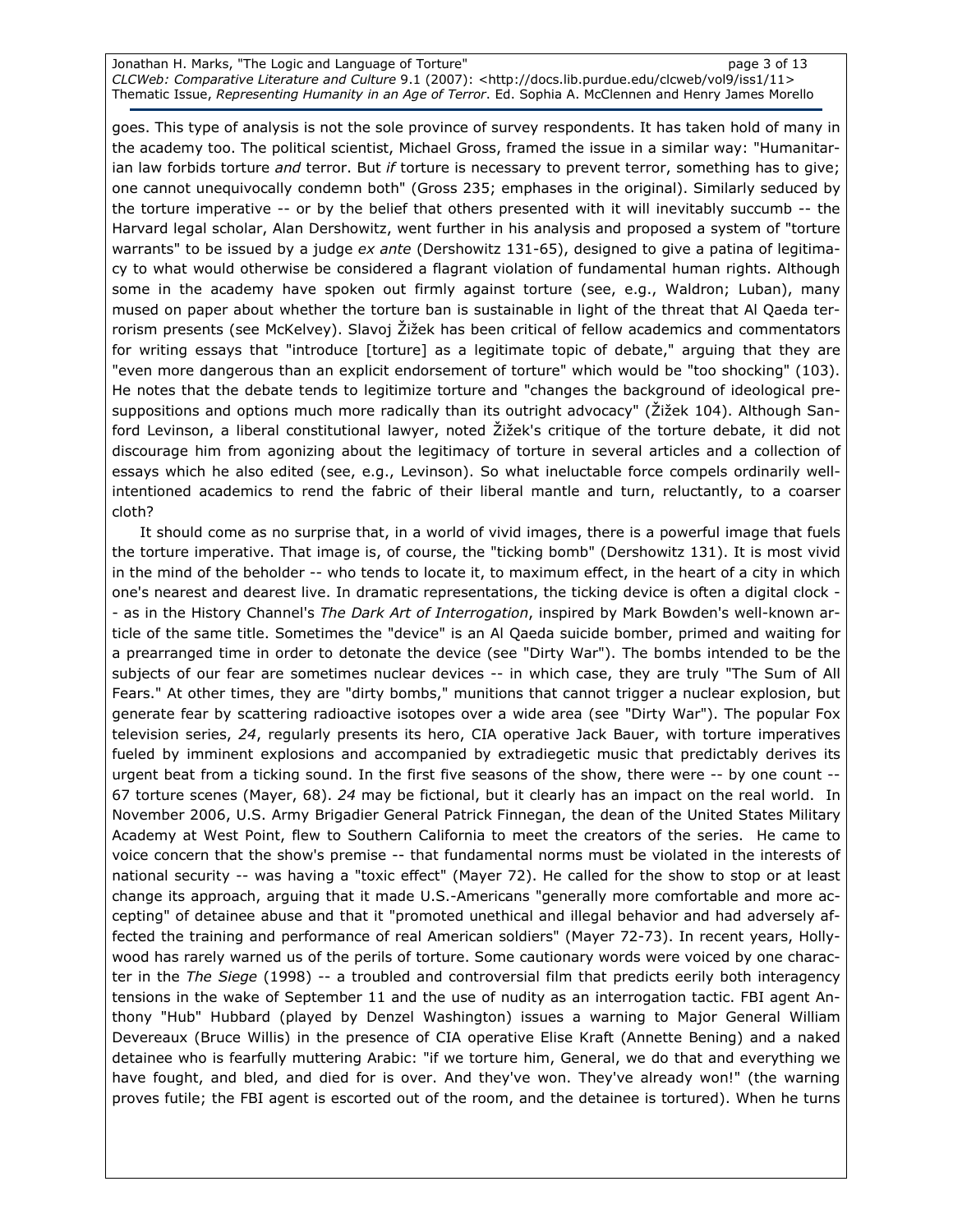goes. This type of analysis is not the sole province of survey respondents. It has taken hold of many in the academy too. The political scientist, Michael Gross, framed the issue in a similar way: "Humanitarian law forbids torture *and* terror. But *if* torture is necessary to prevent terror, something has to give; one cannot unequivocally condemn both" (Gross 235; emphases in the original). Similarly seduced by the torture imperative -- or by the belief that others presented with it will inevitably succumb -- the Harvard legal scholar, Alan Dershowitz, went further in his analysis and proposed a system of "torture warrants" to be issued by a judge *ex ante* (Dershowitz 131-65), designed to give a patina of legitimacy to what would otherwise be considered a flagrant violation of fundamental human rights. Although some in the academy have spoken out firmly against torture (see, e.g., Waldron; Luban), many mused on paper about whether the torture ban is sustainable in light of the threat that Al Qaeda terrorism presents (see McKelvey). Slavoj Žižek has been critical of fellow academics and commentators for writing essays that "introduce [torture] as a legitimate topic of debate," arguing that they are "even more dangerous than an explicit endorsement of torture" which would be "too shocking" (103). He notes that the debate tends to legitimize torture and "changes the background of ideological presuppositions and options much more radically than its outright advocacy" (Žižek 104). Although Sanford Levinson, a liberal constitutional lawyer, noted Žižek's critique of the torture debate, it did not discourage him from agonizing about the legitimacy of torture in several articles and a collection of essays which he also edited (see, e.g., Levinson). So what ineluctable force compels ordinarily well-intentioned academics to rend the fabric of their liberal mantle and turn, reluctantly, to a coarser cloth?

It should come as no surprise that, in a world of vivid images, there is a powerful image that fuels the torture imperative. That image is, of course, the "ticking bomb" (Dershowitz 131). It is most vivid in the mind of the beholder -- who tends to locate it, to maximum effect, in the heart of a city in which one's nearest and dearest live. In dramatic representations, the ticking device is often a digital clock -- as in the History Channel's *The Dark Art of Interrogation*, inspired by Mark Bowden's well-known article of the same title. Sometimes the "device" is an Al Qaeda suicide bomber, primed and waiting for a prearranged time in order to detonate the device (see "Dirty War"). The bombs intended to be the subjects of our fear are sometimes nuclear devices -- in which case, they are truly "The Sum of All Fears." At other times, they are "dirty bombs," munitions that cannot trigger a nuclear explosion, but generate fear by scattering radioactive isotopes over a wide area (see "Dirty War"). The popular Fox television series, *24*, regularly presents its hero, CIA operative Jack Bauer, with torture imperatives fueled by imminent explosions and accompanied by extradiegetic music that predictably derives its urgent beat from a ticking sound. In the first five seasons of the show, there were -- by one count -- 67 torture scenes (Mayer, 68). *24* may be fictional, but it clearly has an impact on the real world. In November 2006, U.S. Army Brigadier General Patrick Finnegan, the dean of the United States Military Academy at West Point, flew to Southern California to meet the creators of the series. He came to voice concern that the show's premise -- that fundamental norms must be violated in the interests of national security -- was having a "toxic effect" (Mayer 72). He called for the show to stop or at least change its approach, arguing that it made U.S.-Americans "generally more comfortable and more accepting" of detainee abuse and that it "promoted unethical and illegal behavior and had adversely affected the training and performance of real American soldiers" (Mayer 72-73). In recent years, Hollywood has rarely warned us of the perils of torture. Some cautionary words were voiced by one character in the *The Siege* (1998) -- a troubled and controversial film that predicts eerily both interagency tensions in the wake of September 11 and the use of nudity as an interrogation tactic. FBI agent Anthony "Hub" Hubbard (played by Denzel Washington) issues a warning to Major General William Devereaux (Bruce Willis) in the presence of CIA operative Elise Kraft (Annette Bening) and a naked detainee who is fearfully muttering Arabic: "if we torture him, General, we do that and everything we have fought, and bled, and died for is over. And they've won. They've already won!" (the warning proves futile; the FBI agent is escorted out of the room, and the detainee is tortured). When he turns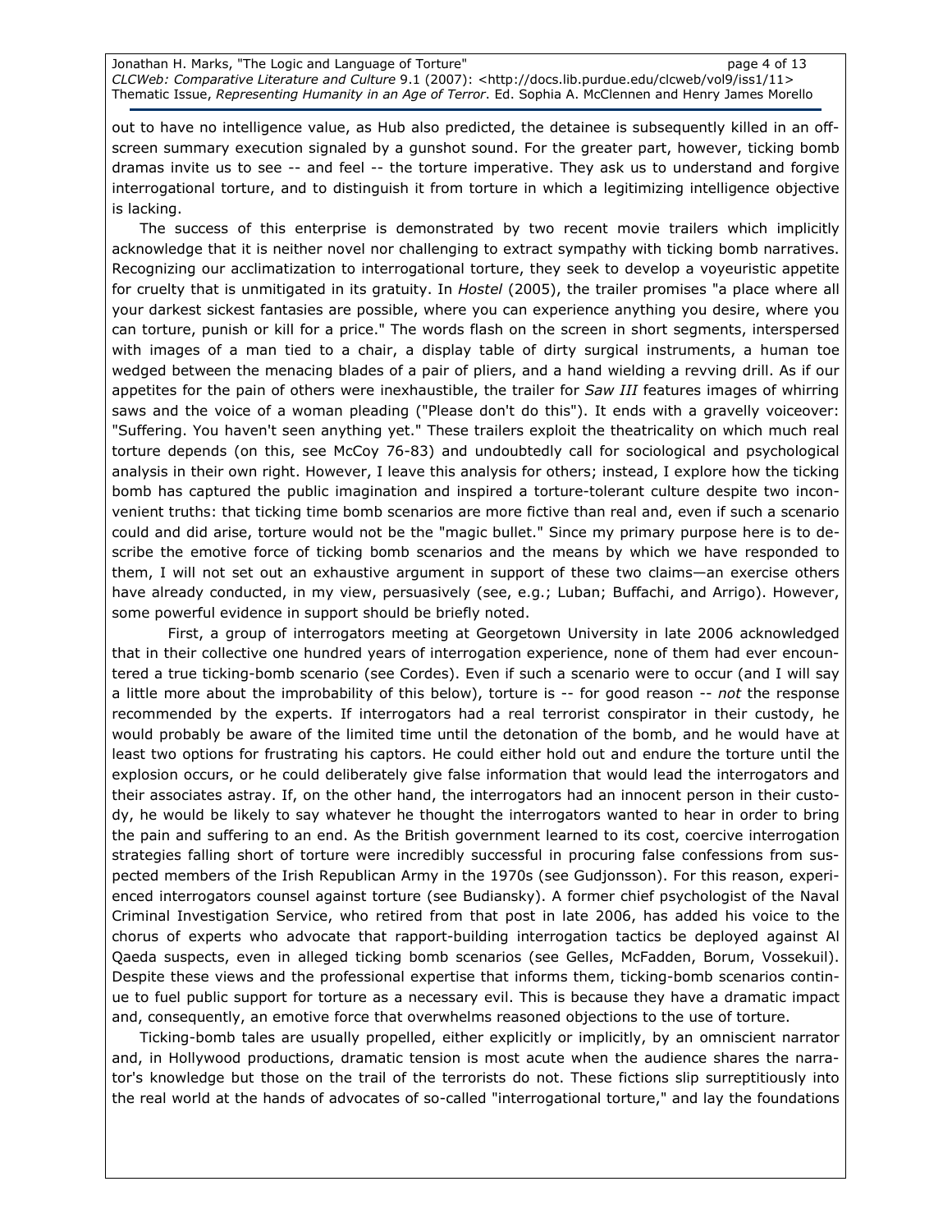out to have no intelligence value, as Hub also predicted, the detainee is subsequently killed in an off-screen summary execution signaled by a gunshot sound. For the greater part, however, ticking bomb dramas invite us to see -- and feel -- the torture imperative. They ask us to understand and forgive interrogational torture, and to distinguish it from torture in which a legitimizing intelligence objective is lacking.

The success of this enterprise is demonstrated by two recent movie trailers which implicitly acknowledge that it is neither novel nor challenging to extract sympathy with ticking bomb narratives. Recognizing our acclimatization to interrogational torture, they seek to develop a voyeuristic appetite for cruelty that is unmitigated in its gratuity. In *Hostel* (2005), the trailer promises "a place where all your darkest sickest fantasies are possible, where you can experience anything you desire, where you can torture, punish or kill for a price." The words flash on the screen in short segments, interspersed with images of a man tied to a chair, a display table of dirty surgical instruments, a human toe wedged between the menacing blades of a pair of pliers, and a hand wielding a revving drill. As if our appetites for the pain of others were inexhaustible, the trailer for *Saw III* features images of whirring saws and the voice of a woman pleading ("Please don't do this"). It ends with a gravelly voiceover: "Suffering. You haven't seen anything yet." These trailers exploit the theatricality on which much real torture depends (on this, see McCoy 76-83) and undoubtedly call for sociological and psychological analysis in their own right. However, I leave this analysis for others; instead, I explore how the ticking bomb has captured the public imagination and inspired a torture-tolerant culture despite two inconvenient truths: that ticking time bomb scenarios are more fictive than real and, even if such a scenario could and did arise, torture would not be the "magic bullet." Since my primary purpose here is to describe the emotive force of ticking bomb scenarios and the means by which we have responded to them, I will not set out an exhaustive argument in support of these two claims—an exercise others have already conducted, in my view, persuasively (see, e.g.; Luban; Buffachi, and Arrigo). However, some powerful evidence in support should be briefly noted.

First, a group of interrogators meeting at Georgetown University in late 2006 acknowledged that in their collective one hundred years of interrogation experience, none of them had ever encountered a true ticking-bomb scenario (see Cordes). Even if such a scenario were to occur (and I will say a little more about the improbability of this below), torture is -- for good reason -- *not* the response recommended by the experts. If interrogators had a real terrorist conspirator in their custody, he would probably be aware of the limited time until the detonation of the bomb, and he would have at least two options for frustrating his captors. He could either hold out and endure the torture until the explosion occurs, or he could deliberately give false information that would lead the interrogators and their associates astray. If, on the other hand, the interrogators had an innocent person in their custody, he would be likely to say whatever he thought the interrogators wanted to hear in order to bring the pain and suffering to an end. As the British government learned to its cost, coercive interrogation strategies falling short of torture were incredibly successful in procuring false confessions from suspected members of the Irish Republican Army in the 1970s (see Gudjonsson). For this reason, experienced interrogators counsel against torture (see Budiansky). A former chief psychologist of the Naval Criminal Investigation Service, who retired from that post in late 2006, has added his voice to the chorus of experts who advocate that rapport-building interrogation tactics be deployed against Al Qaeda suspects, even in alleged ticking bomb scenarios (see Gelles, McFadden, Borum, Vossekuil). Despite these views and the professional expertise that informs them, ticking-bomb scenarios continue to fuel public support for torture as a necessary evil. This is because they have a dramatic impact and, consequently, an emotive force that overwhelms reasoned objections to the use of torture.

Ticking-bomb tales are usually propelled, either explicitly or implicitly, by an omniscient narrator and, in Hollywood productions, dramatic tension is most acute when the audience shares the narrator's knowledge but those on the trail of the terrorists do not. These fictions slip surreptitiously into the real world at the hands of advocates of so-called "interrogational torture," and lay the foundations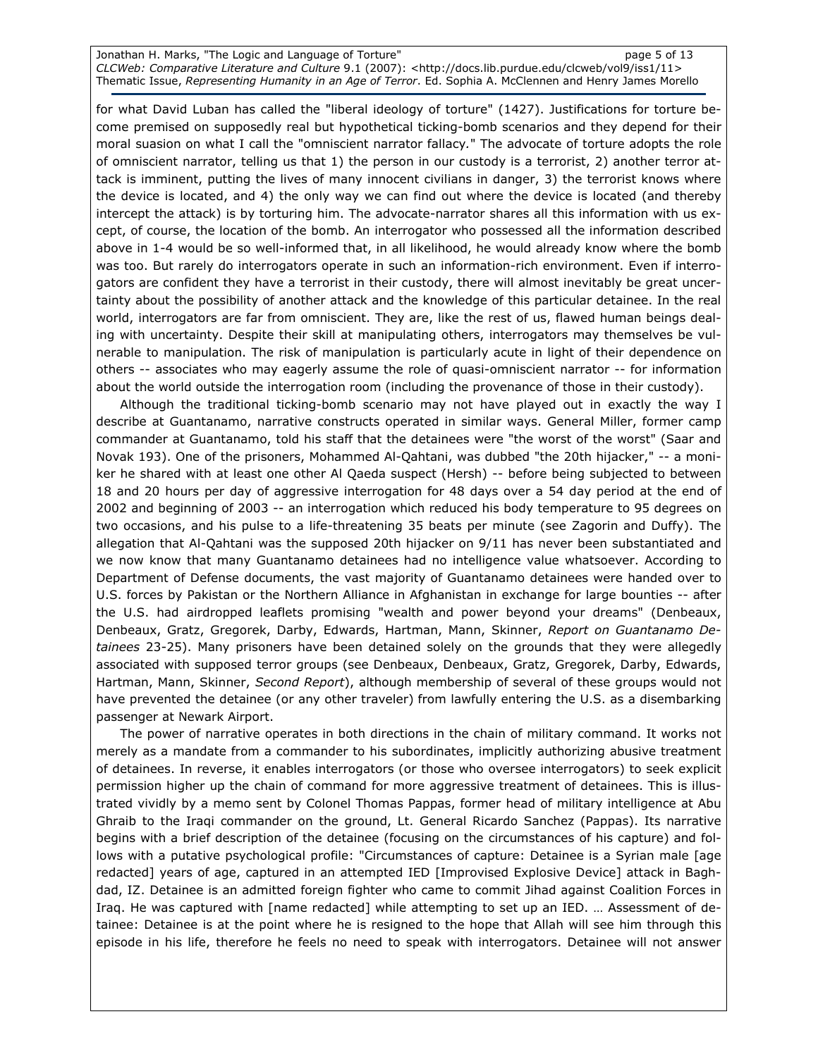for what David Luban has called the "liberal ideology of torture" (1427). Justifications for torture become premised on supposedly real but hypothetical ticking-bomb scenarios and they depend for their moral suasion on what I call the "omniscient narrator fallacy." The advocate of torture adopts the role of omniscient narrator, telling us that 1) the person in our custody is a terrorist, 2) another terror attack is imminent, putting the lives of many innocent civilians in danger, 3) the terrorist knows where the device is located, and 4) the only way we can find out where the device is located (and thereby intercept the attack) is by torturing him. The advocate-narrator shares all this information with us except, of course, the location of the bomb. An interrogator who possessed all the information described above in 1-4 would be so well-informed that, in all likelihood, he would already know where the bomb was too. But rarely do interrogators operate in such an information-rich environment. Even if interrogators are confident they have a terrorist in their custody, there will almost inevitably be great uncertainty about the possibility of another attack and the knowledge of this particular detainee. In the real world, interrogators are far from omniscient. They are, like the rest of us, flawed human beings dealing with uncertainty. Despite their skill at manipulating others, interrogators may themselves be vulnerable to manipulation. The risk of manipulation is particularly acute in light of their dependence on others -- associates who may eagerly assume the role of quasi-omniscient narrator -- for information about the world outside the interrogation room (including the provenance of those in their custody).

Although the traditional ticking-bomb scenario may not have played out in exactly the way I describe at Guantanamo, narrative constructs operated in similar ways. General Miller, former camp commander at Guantanamo, told his staff that the detainees were "the worst of the worst" (Saar and Novak 193). One of the prisoners, Mohammed Al-Qahtani, was dubbed "the 20th hijacker," -- a moniker he shared with at least one other Al Qaeda suspect (Hersh) -- before being subjected to between 18 and 20 hours per day of aggressive interrogation for 48 days over a 54 day period at the end of 2002 and beginning of 2003 -- an interrogation which reduced his body temperature to 95 degrees on two occasions, and his pulse to a life-threatening 35 beats per minute (see Zagorin and Duffy). The allegation that Al-Qahtani was the supposed 20th hijacker on 9/11 has never been substantiated and we now know that many Guantanamo detainees had no intelligence value whatsoever. According to Department of Defense documents, the vast majority of Guantanamo detainees were handed over to U.S. forces by Pakistan or the Northern Alliance in Afghanistan in exchange for large bounties -- after the U.S. had airdropped leaflets promising "wealth and power beyond your dreams" (Denbeaux, Denbeaux, Gratz, Gregorek, Darby, Edwards, Hartman, Mann, Skinner, *Report on Guantanamo Detainees* 23-25). Many prisoners have been detained solely on the grounds that they were allegedly associated with supposed terror groups (see Denbeaux, Denbeaux, Gratz, Gregorek, Darby, Edwards, Hartman, Mann, Skinner, *Second Report*), although membership of several of these groups would not have prevented the detainee (or any other traveler) from lawfully entering the U.S. as a disembarking passenger at Newark Airport.

The power of narrative operates in both directions in the chain of military command. It works not merely as a mandate from a commander to his subordinates, implicitly authorizing abusive treatment of detainees. In reverse, it enables interrogators (or those who oversee interrogators) to seek explicit permission higher up the chain of command for more aggressive treatment of detainees. This is illustrated vividly by a memo sent by Colonel Thomas Pappas, former head of military intelligence at Abu Ghraib to the Iraqi commander on the ground, Lt. General Ricardo Sanchez (Pappas). Its narrative begins with a brief description of the detainee (focusing on the circumstances of his capture) and follows with a putative psychological profile: "Circumstances of capture: Detainee is a Syrian male [age redacted] years of age, captured in an attempted IED [Improvised Explosive Device] attack in Baghdad, IZ. Detainee is an admitted foreign fighter who came to commit Jihad against Coalition Forces in Iraq. He was captured with [name redacted] while attempting to set up an IED. … Assessment of detainee: Detainee is at the point where he is resigned to the hope that Allah will see him through this episode in his life, therefore he feels no need to speak with interrogators. Detainee will not answer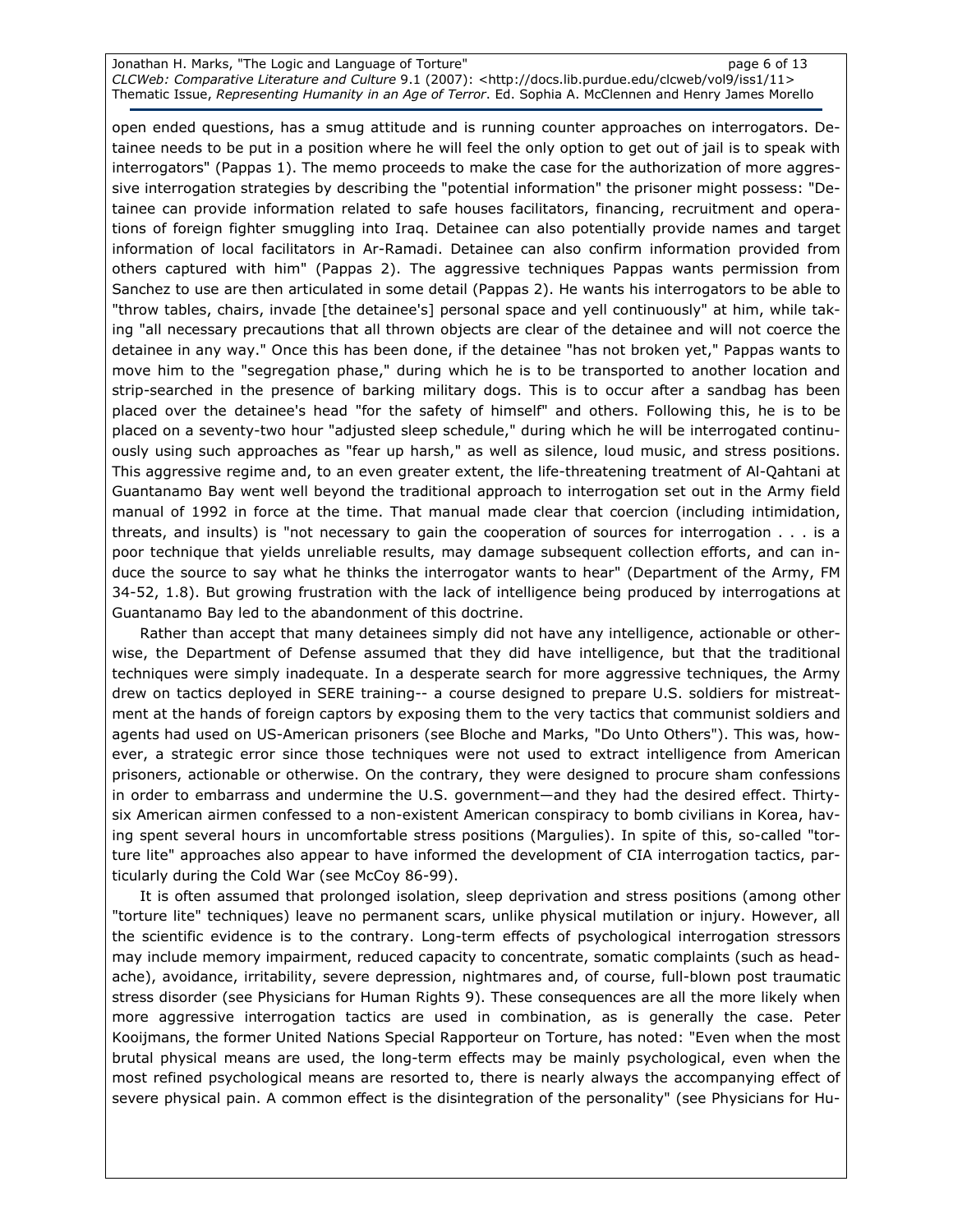open ended questions, has a smug attitude and is running counter approaches on interrogators. Detainee needs to be put in a position where he will feel the only option to get out of jail is to speak with interrogators" (Pappas 1). The memo proceeds to make the case for the authorization of more aggressive interrogation strategies by describing the "potential information" the prisoner might possess: "Detainee can provide information related to safe houses facilitators, financing, recruitment and operations of foreign fighter smuggling into Iraq. Detainee can also potentially provide names and target information of local facilitators in Ar-Ramadi. Detainee can also confirm information provided from others captured with him" (Pappas 2). The aggressive techniques Pappas wants permission from Sanchez to use are then articulated in some detail (Pappas 2). He wants his interrogators to be able to "throw tables, chairs, invade [the detainee's] personal space and yell continuously" at him, while taking "all necessary precautions that all thrown objects are clear of the detainee and will not coerce the detainee in any way." Once this has been done, if the detainee "has not broken yet," Pappas wants to move him to the "segregation phase," during which he is to be transported to another location and strip-searched in the presence of barking military dogs. This is to occur after a sandbag has been placed over the detainee's head "for the safety of himself" and others. Following this, he is to be placed on a seventy-two hour "adjusted sleep schedule," during which he will be interrogated continuously using such approaches as "fear up harsh," as well as silence, loud music, and stress positions. This aggressive regime and, to an even greater extent, the life-threatening treatment of Al-Qahtani at Guantanamo Bay went well beyond the traditional approach to interrogation set out in the Army field manual of 1992 in force at the time. That manual made clear that coercion (including intimidation, threats, and insults) is "not necessary to gain the cooperation of sources for interrogation . . . is a poor technique that yields unreliable results, may damage subsequent collection efforts, and can induce the source to say what he thinks the interrogator wants to hear" (Department of the Army, FM 34-52, 1.8). But growing frustration with the lack of intelligence being produced by interrogations at Guantanamo Bay led to the abandonment of this doctrine.

Rather than accept that many detainees simply did not have any intelligence, actionable or otherwise, the Department of Defense assumed that they did have intelligence, but that the traditional techniques were simply inadequate. In a desperate search for more aggressive techniques, the Army drew on tactics deployed in SERE training-- a course designed to prepare U.S. soldiers for mistreatment at the hands of foreign captors by exposing them to the very tactics that communist soldiers and agents had used on US-American prisoners (see Bloche and Marks, "Do Unto Others"). This was, however, a strategic error since those techniques were not used to extract intelligence from American prisoners, actionable or otherwise. On the contrary, they were designed to procure sham confessions in order to embarrass and undermine the U.S. government—and they had the desired effect. Thirty-six American airmen confessed to a non-existent American conspiracy to bomb civilians in Korea, having spent several hours in uncomfortable stress positions (Margulies). In spite of this, so-called "torture lite" approaches also appear to have informed the development of CIA interrogation tactics, particularly during the Cold War (see McCoy 86-99).

It is often assumed that prolonged isolation, sleep deprivation and stress positions (among other "torture lite" techniques) leave no permanent scars, unlike physical mutilation or injury. However, all the scientific evidence is to the contrary. Long-term effects of psychological interrogation stressors may include memory impairment, reduced capacity to concentrate, somatic complaints (such as headache), avoidance, irritability, severe depression, nightmares and, of course, full-blown post traumatic stress disorder (see Physicians for Human Rights 9). These consequences are all the more likely when more aggressive interrogation tactics are used in combination, as is generally the case. Peter Kooijmans, the former United Nations Special Rapporteur on Torture, has noted: "Even when the most brutal physical means are used, the long-term effects may be mainly psychological, even when the most refined psychological means are resorted to, there is nearly always the accompanying effect of severe physical pain. A common effect is the disintegration of the personality" (see Physicians for Hu-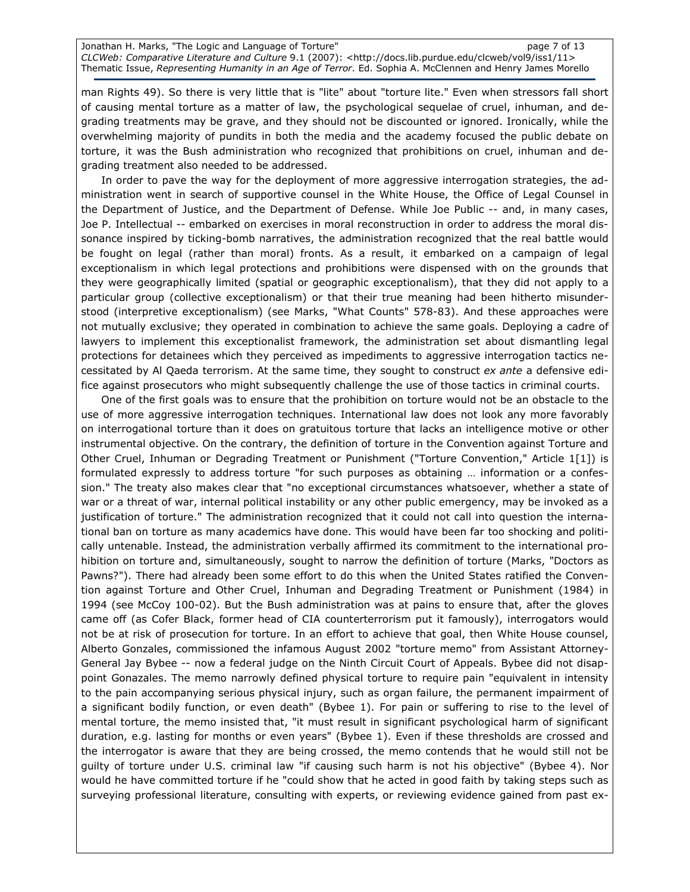man Rights 49). So there is very little that is "lite" about "torture lite." Even when stressors fall short of causing mental torture as a matter of law, the psychological sequelae of cruel, inhuman, and degrading treatments may be grave, and they should not be discounted or ignored. Ironically, while the overwhelming majority of pundits in both the media and the academy focused the public debate on torture, it was the Bush administration who recognized that prohibitions on cruel, inhuman and degrading treatment also needed to be addressed.

In order to pave the way for the deployment of more aggressive interrogation strategies, the administration went in search of supportive counsel in the White House, the Office of Legal Counsel in the Department of Justice, and the Department of Defense. While Joe Public -- and, in many cases, Joe P. Intellectual -- embarked on exercises in moral reconstruction in order to address the moral dissonance inspired by ticking-bomb narratives, the administration recognized that the real battle would be fought on legal (rather than moral) fronts. As a result, it embarked on a campaign of legal exceptionalism in which legal protections and prohibitions were dispensed with on the grounds that they were geographically limited (spatial or geographic exceptionalism), that they did not apply to a particular group (collective exceptionalism) or that their true meaning had been hitherto misunderstood (interpretive exceptionalism) (see Marks, "What Counts" 578-83). And these approaches were not mutually exclusive; they operated in combination to achieve the same goals. Deploying a cadre of lawyers to implement this exceptionalist framework, the administration set about dismantling legal protections for detainees which they perceived as impediments to aggressive interrogation tactics necessitated by Al Qaeda terrorism. At the same time, they sought to construct *ex ante* a defensive edifice against prosecutors who might subsequently challenge the use of those tactics in criminal courts.

One of the first goals was to ensure that the prohibition on torture would not be an obstacle to the use of more aggressive interrogation techniques. International law does not look any more favorably on interrogational torture than it does on gratuitous torture that lacks an intelligence motive or other instrumental objective. On the contrary, the definition of torture in the Convention against Torture and Other Cruel, Inhuman or Degrading Treatment or Punishment ("Torture Convention," Article 1[1]) is formulated expressly to address torture "for such purposes as obtaining … information or a confession." The treaty also makes clear that "no exceptional circumstances whatsoever, whether a state of war or a threat of war, internal political instability or any other public emergency, may be invoked as a justification of torture." The administration recognized that it could not call into question the international ban on torture as many academics have done. This would have been far too shocking and politically untenable. Instead, the administration verbally affirmed its commitment to the international prohibition on torture and, simultaneously, sought to narrow the definition of torture (Marks, "Doctors as Pawns?"). There had already been some effort to do this when the United States ratified the Convention against Torture and Other Cruel, Inhuman and Degrading Treatment or Punishment (1984) in 1994 (see McCoy 100-02). But the Bush administration was at pains to ensure that, after the gloves came off (as Cofer Black, former head of CIA counterterrorism put it famously), interrogators would not be at risk of prosecution for torture. In an effort to achieve that goal, then White House counsel, Alberto Gonzales, commissioned the infamous August 2002 "torture memo" from Assistant Attorney-General Jay Bybee -- now a federal judge on the Ninth Circuit Court of Appeals. Bybee did not disappoint Gonazales. The memo narrowly defined physical torture to require pain "equivalent in intensity to the pain accompanying serious physical injury, such as organ failure, the permanent impairment of a significant bodily function, or even death" (Bybee 1). For pain or suffering to rise to the level of mental torture, the memo insisted that, "it must result in significant psychological harm of significant duration, e.g. lasting for months or even years" (Bybee 1). Even if these thresholds are crossed and the interrogator is aware that they are being crossed, the memo contends that he would still not be guilty of torture under U.S. criminal law "if causing such harm is not his objective" (Bybee 4). Nor would he have committed torture if he "could show that he acted in good faith by taking steps such as surveying professional literature, consulting with experts, or reviewing evidence gained from past ex-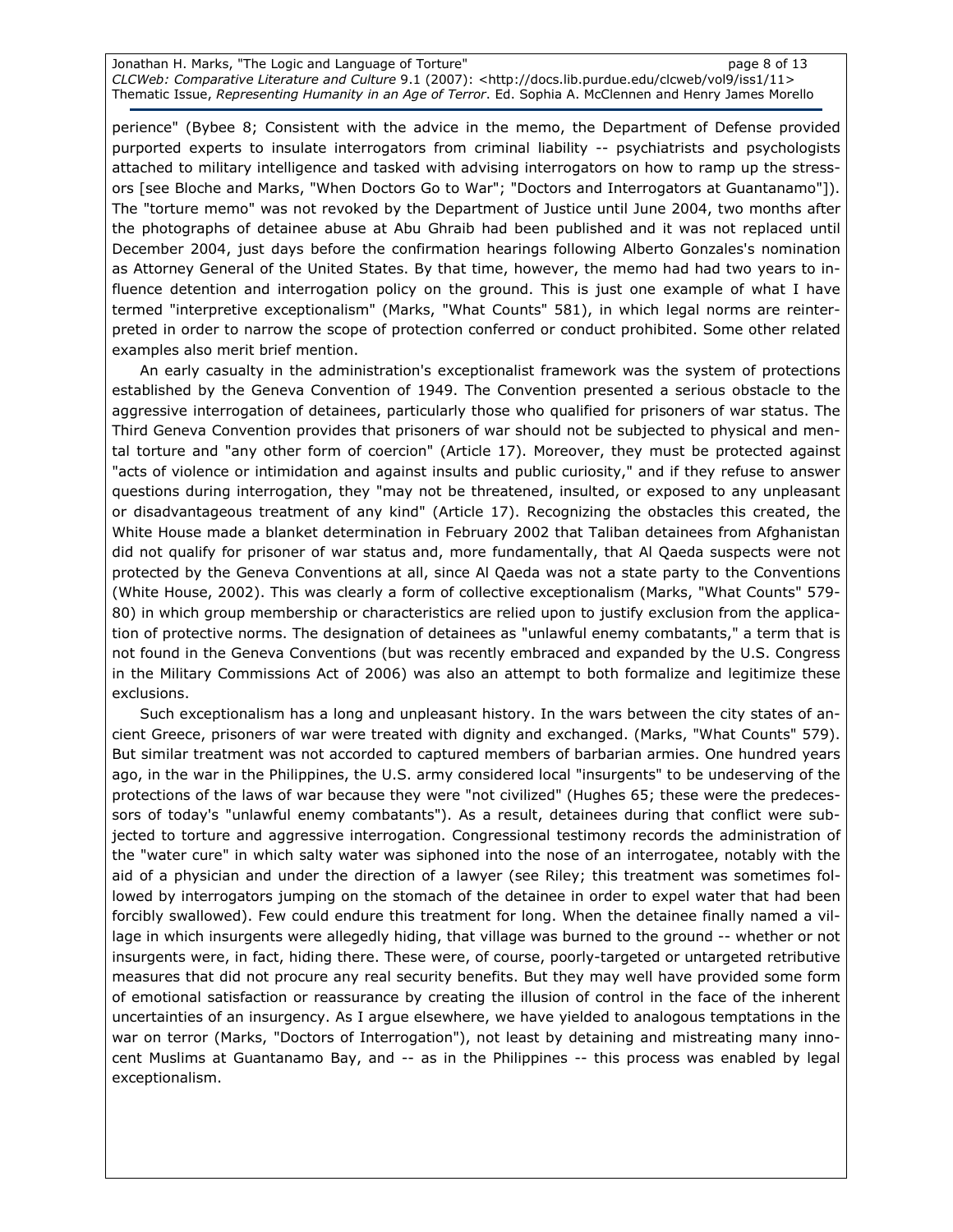perience" (Bybee 8; Consistent with the advice in the memo, the Department of Defense provided purported experts to insulate interrogators from criminal liability -- psychiatrists and psychologists attached to military intelligence and tasked with advising interrogators on how to ramp up the stressors [see Bloche and Marks, "When Doctors Go to War"; "Doctors and Interrogators at Guantanamo"]). The "torture memo" was not revoked by the Department of Justice until June 2004, two months after the photographs of detainee abuse at Abu Ghraib had been published and it was not replaced until December 2004, just days before the confirmation hearings following Alberto Gonzales's nomination as Attorney General of the United States. By that time, however, the memo had had two years to influence detention and interrogation policy on the ground. This is just one example of what I have termed "interpretive exceptionalism" (Marks, "What Counts" 581), in which legal norms are reinterpreted in order to narrow the scope of protection conferred or conduct prohibited. Some other related examples also merit brief mention.

An early casualty in the administration's exceptionalist framework was the system of protections established by the Geneva Convention of 1949. The Convention presented a serious obstacle to the aggressive interrogation of detainees, particularly those who qualified for prisoners of war status. The Third Geneva Convention provides that prisoners of war should not be subjected to physical and mental torture and "any other form of coercion" (Article 17). Moreover, they must be protected against "acts of violence or intimidation and against insults and public curiosity," and if they refuse to answer questions during interrogation, they "may not be threatened, insulted, or exposed to any unpleasant or disadvantageous treatment of any kind" (Article 17). Recognizing the obstacles this created, the White House made a blanket determination in February 2002 that Taliban detainees from Afghanistan did not qualify for prisoner of war status and, more fundamentally, that Al Qaeda suspects were not protected by the Geneva Conventions at all, since Al Qaeda was not a state party to the Conventions (White House, 2002). This was clearly a form of collective exceptionalism (Marks, "What Counts" 579-80) in which group membership or characteristics are relied upon to justify exclusion from the application of protective norms. The designation of detainees as "unlawful enemy combatants," a term that is not found in the Geneva Conventions (but was recently embraced and expanded by the U.S. Congress in the Military Commissions Act of 2006) was also an attempt to both formalize and legitimize these exclusions.

Such exceptionalism has a long and unpleasant history. In the wars between the city states of ancient Greece, prisoners of war were treated with dignity and exchanged. (Marks, "What Counts" 579). But similar treatment was not accorded to captured members of barbarian armies. One hundred years ago, in the war in the Philippines, the U.S. army considered local "insurgents" to be undeserving of the protections of the laws of war because they were "not civilized" (Hughes 65; these were the predecessors of today's "unlawful enemy combatants"). As a result, detainees during that conflict were subjected to torture and aggressive interrogation. Congressional testimony records the administration of the "water cure" in which salty water was siphoned into the nose of an interrogatee, notably with the aid of a physician and under the direction of a lawyer (see Riley; this treatment was sometimes followed by interrogators jumping on the stomach of the detainee in order to expel water that had been forcibly swallowed). Few could endure this treatment for long. When the detainee finally named a village in which insurgents were allegedly hiding, that village was burned to the ground -- whether or not insurgents were, in fact, hiding there. These were, of course, poorly-targeted or untargeted retributive measures that did not procure any real security benefits. But they may well have provided some form of emotional satisfaction or reassurance by creating the illusion of control in the face of the inherent uncertainties of an insurgency. As I argue elsewhere, we have yielded to analogous temptations in the war on terror (Marks, "Doctors of Interrogation"), not least by detaining and mistreating many innocent Muslims at Guantanamo Bay, and -- as in the Philippines -- this process was enabled by legal exceptionalism.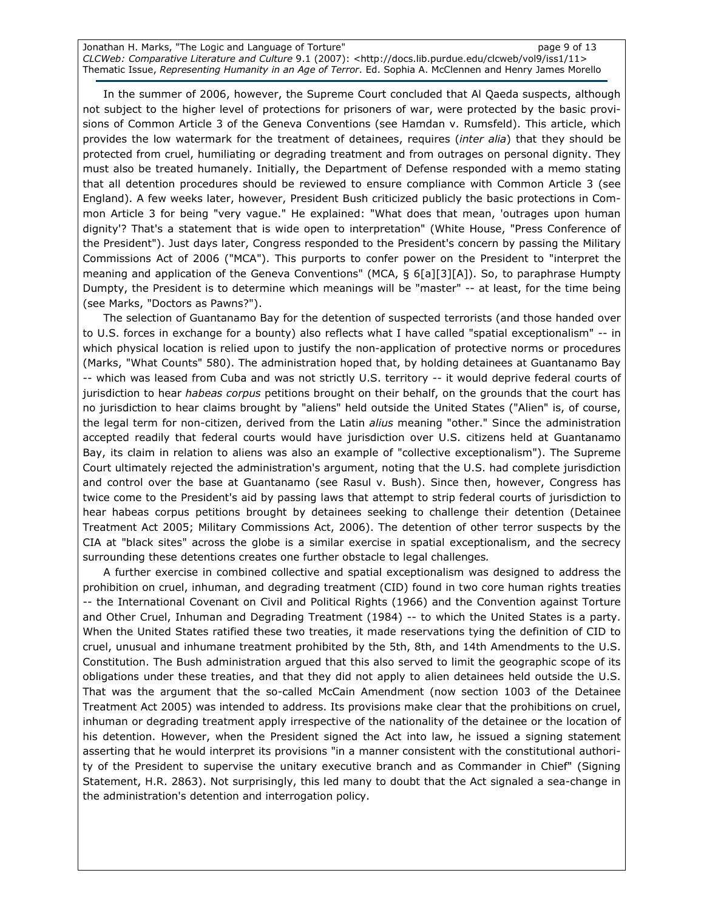In the summer of 2006, however, the Supreme Court concluded that Al Qaeda suspects, although not subject to the higher level of protections for prisoners of war, were protected by the basic provisions of Common Article 3 of the Geneva Conventions (see Hamdan v. Rumsfeld). This article, which provides the low watermark for the treatment of detainees, requires (*inter alia*) that they should be protected from cruel, humiliating or degrading treatment and from outrages on personal dignity. They must also be treated humanely. Initially, the Department of Defense responded with a memo stating that all detention procedures should be reviewed to ensure compliance with Common Article 3 (see England). A few weeks later, however, President Bush criticized publicly the basic protections in Common Article 3 for being "very vague." He explained: "What does that mean, 'outrages upon human dignity'? That's a statement that is wide open to interpretation" (White House, "Press Conference of the President"). Just days later, Congress responded to the President's concern by passing the Military Commissions Act of 2006 ("MCA"). This purports to confer power on the President to "interpret the meaning and application of the Geneva Conventions" (MCA, § 6[a][3][A]). So, to paraphrase Humpty Dumpty, the President is to determine which meanings will be "master" -- at least, for the time being (see Marks, "Doctors as Pawns?").

The selection of Guantanamo Bay for the detention of suspected terrorists (and those handed over to U.S. forces in exchange for a bounty) also reflects what I have called "spatial exceptionalism" -- in which physical location is relied upon to justify the non-application of protective norms or procedures (Marks, "What Counts" 580). The administration hoped that, by holding detainees at Guantanamo Bay -- which was leased from Cuba and was not strictly U.S. territory -- it would deprive federal courts of jurisdiction to hear *habeas corpus* petitions brought on their behalf, on the grounds that the court has no jurisdiction to hear claims brought by "aliens" held outside the United States ("Alien" is, of course, the legal term for non-citizen, derived from the Latin *alius* meaning "other." Since the administration accepted readily that federal courts would have jurisdiction over U.S. citizens held at Guantanamo Bay, its claim in relation to aliens was also an example of "collective exceptionalism"). The Supreme Court ultimately rejected the administration's argument, noting that the U.S. had complete jurisdiction and control over the base at Guantanamo (see Rasul v. Bush). Since then, however, Congress has twice come to the President's aid by passing laws that attempt to strip federal courts of jurisdiction to hear habeas corpus petitions brought by detainees seeking to challenge their detention (Detainee Treatment Act 2005; Military Commissions Act, 2006). The detention of other terror suspects by the CIA at "black sites" across the globe is a similar exercise in spatial exceptionalism, and the secrecy surrounding these detentions creates one further obstacle to legal challenges.

A further exercise in combined collective and spatial exceptionalism was designed to address the prohibition on cruel, inhuman, and degrading treatment (CID) found in two core human rights treaties -- the International Covenant on Civil and Political Rights (1966) and the Convention against Torture and Other Cruel, Inhuman and Degrading Treatment (1984) -- to which the United States is a party. When the United States ratified these two treaties, it made reservations tying the definition of CID to cruel, unusual and inhumane treatment prohibited by the 5th, 8th, and 14th Amendments to the U.S. Constitution. The Bush administration argued that this also served to limit the geographic scope of its obligations under these treaties, and that they did not apply to alien detainees held outside the U.S. That was the argument that the so-called McCain Amendment (now section 1003 of the Detainee Treatment Act 2005) was intended to address. Its provisions make clear that the prohibitions on cruel, inhuman or degrading treatment apply irrespective of the nationality of the detainee or the location of his detention. However, when the President signed the Act into law, he issued a signing statement asserting that he would interpret its provisions "in a manner consistent with the constitutional authority of the President to supervise the unitary executive branch and as Commander in Chief" (Signing Statement, H.R. 2863). Not surprisingly, this led many to doubt that the Act signaled a sea-change in the administration's detention and interrogation policy.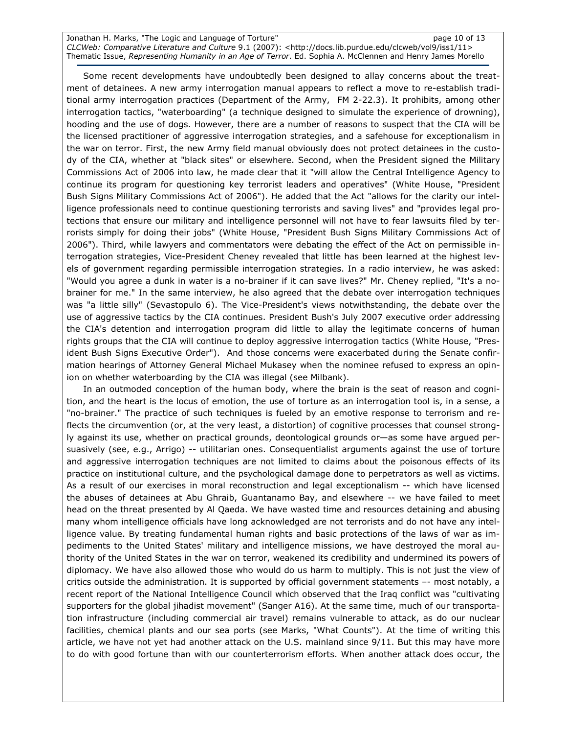Some recent developments have undoubtedly been designed to allay concerns about the treatment of detainees. A new army interrogation manual appears to reflect a move to re-establish traditional army interrogation practices (Department of the Army, FM 2-22.3). It prohibits, among other interrogation tactics, "waterboarding" (a technique designed to simulate the experience of drowning), hooding and the use of dogs. However, there are a number of reasons to suspect that the CIA will be the licensed practitioner of aggressive interrogation strategies, and a safehouse for exceptionalism in the war on terror. First, the new Army field manual obviously does not protect detainees in the custody of the CIA, whether at "black sites" or elsewhere. Second, when the President signed the Military Commissions Act of 2006 into law, he made clear that it "will allow the Central Intelligence Agency to continue its program for questioning key terrorist leaders and operatives" (White House, "President Bush Signs Military Commissions Act of 2006"). He added that the Act "allows for the clarity our intelligence professionals need to continue questioning terrorists and saving lives" and "provides legal protections that ensure our military and intelligence personnel will not have to fear lawsuits filed by terrorists simply for doing their jobs" (White House, "President Bush Signs Military Commissions Act of 2006"). Third, while lawyers and commentators were debating the effect of the Act on permissible interrogation strategies, Vice-President Cheney revealed that little has been learned at the highest levels of government regarding permissible interrogation strategies. In a radio interview, he was asked: "Would you agree a dunk in water is a no-brainer if it can save lives?" Mr. Cheney replied, "It's a no-brainer for me." In the same interview, he also agreed that the debate over interrogation techniques was "a little silly" (Sevastopulo 6). The Vice-President's views notwithstanding, the debate over the use of aggressive tactics by the CIA continues. President Bush's July 2007 executive order addressing the CIA's detention and interrogation program did little to allay the legitimate concerns of human rights groups that the CIA will continue to deploy aggressive interrogation tactics (White House, "President Bush Signs Executive Order"). And those concerns were exacerbated during the Senate confirmation hearings of Attorney General Michael Mukasey when the nominee refused to express an opinion on whether waterboarding by the CIA was illegal (see Milbank).

In an outmoded conception of the human body, where the brain is the seat of reason and cognition, and the heart is the locus of emotion, the use of torture as an interrogation tool is, in a sense, a "no-brainer." The practice of such techniques is fueled by an emotive response to terrorism and reflects the circumvention (or, at the very least, a distortion) of cognitive processes that counsel strongly against its use, whether on practical grounds, deontological grounds or—as some have argued persuasively (see, e.g., Arrigo) -- utilitarian ones. Consequentialist arguments against the use of torture and aggressive interrogation techniques are not limited to claims about the poisonous effects of its practice on institutional culture, and the psychological damage done to perpetrators as well as victims. As a result of our exercises in moral reconstruction and legal exceptionalism -- which have licensed the abuses of detainees at Abu Ghraib, Guantanamo Bay, and elsewhere -- we have failed to meet head on the threat presented by Al Qaeda. We have wasted time and resources detaining and abusing many whom intelligence officials have long acknowledged are not terrorists and do not have any intelligence value. By treating fundamental human rights and basic protections of the laws of war as impediments to the United States' military and intelligence missions, we have destroyed the moral authority of the United States in the war on terror, weakened its credibility and undermined its powers of diplomacy. We have also allowed those who would do us harm to multiply. This is not just the view of critics outside the administration. It is supported by official government statements –- most notably, a recent report of the National Intelligence Council which observed that the Iraq conflict was "cultivating supporters for the global jihadist movement" (Sanger A16). At the same time, much of our transportation infrastructure (including commercial air travel) remains vulnerable to attack, as do our nuclear facilities, chemical plants and our sea ports (see Marks, "What Counts"). At the time of writing this article, we have not yet had another attack on the U.S. mainland since 9/11. But this may have more to do with good fortune than with our counterterrorism efforts. When another attack does occur, the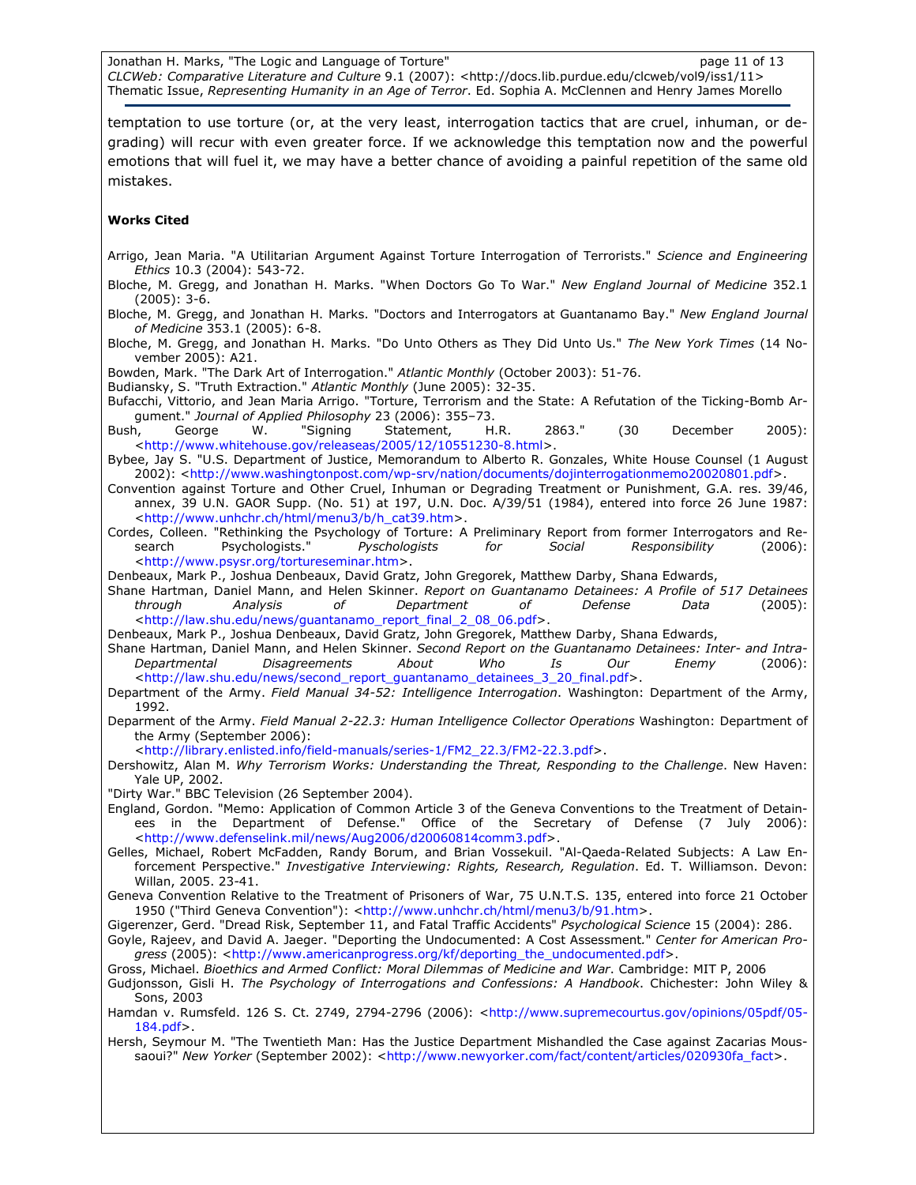temptation to use torture (or, at the very least, interrogation tactics that are cruel, inhuman, or degrading) will recur with even greater force. If we acknowledge this temptation now and the powerful emotions that will fuel it, we may have a better chance of avoiding a painful repetition of the same old mistakes.

**Works Cited**

Arrigo, Jean Maria. "A Utilitarian Argument Against Torture Interrogation of Terrorists." *Science and Engineering Ethics* 10.3 (2004): 543-72.

Bloche, M. Gregg, and Jonathan H. Marks. "When Doctors Go To War." *New England Journal of Medicine* 352.1 (2005): 3-6.

Bloche, M. Gregg, and Jonathan H. Marks. "Doctors and Interrogators at Guantanamo Bay." *New England Journal of Medicine* 353.1 (2005): 6-8.

Bloche, M. Gregg, and Jonathan H. Marks. "Do Unto Others as They Did Unto Us." *The New York Times* (14 November 2005): A21.

Bowden, Mark. "The Dark Art of Interrogation." *Atlantic Monthly* (October 2003): 51-76.

Budiansky, S. "Truth Extraction." *Atlantic Monthly* (June 2005): 32-35.

Bufacchi, Vittorio, and Jean Maria Arrigo. "Torture, Terrorism and the State: A Refutation of the Ticking-Bomb Argument." *Journal of Applied Philosophy* 23 (2006): 355–73.

Bush, George W. "Signing Statement, H.R. 2863." (30 December 2005): <http://www.whitehouse.gov/releaseas/2005/12/10551230-8.html>.

Bybee, Jay S. "U.S. Department of Justice, Memorandum to Alberto R. Gonzales, White House Counsel (1 August 2002): <http://www.washingtonpost.com/wp-srv/nation/documents/dojinterrogationmemo20020801.pdf>.

Convention against Torture and Other Cruel, Inhuman or Degrading Treatment or Punishment, G.A. res. 39/46, annex, 39 U.N. GAOR Supp. (No. 51) at 197, U.N. Doc. A/39/51 (1984), entered into force 26 June 1987: <http://www.unhchr.ch/html/menu3/b/h_cat39.htm>.

Cordes, Colleen. "Rethinking the Psychology of Torture: A Preliminary Report from former Interrogators and Research Psychologists." *Pyschologists for Social Responsibility* (2006): <http://www.psysr.org/tortureseminar.htm>.

Denbeaux, Mark P., Joshua Denbeaux, David Gratz, John Gregorek, Matthew Darby, Shana Edwards, Shane Hartman, Daniel Mann, and Helen Skinner. *Report on Guantanamo Detainees: A Profile of 517 Detainees through Analysis of Department of Defense Data* (2005): <http://law.shu.edu/news/guantanamo_report_final_2_08_06.pdf>.

Denbeaux, Mark P., Joshua Denbeaux, David Gratz, John Gregorek, Matthew Darby, Shana Edwards, Shane Hartman, Daniel Mann, and Helen Skinner. *Second Report on the Guantanamo Detainees: Inter- and Intra-Departmental Disagreements About Who Is Our Enemy* (2006): <http://law.shu.edu/news/second_report_guantanamo_detainees_3_20_final.pdf>.

Department of the Army. *Field Manual 34-52: Intelligence Interrogation*. Washington: Department of the Army, 1992.

Deparment of the Army. *Field Manual 2-22.3: Human Intelligence Collector Operations* Washington: Department of the Army (September 2006): <http://library.enlisted.info/field-manuals/series-1/FM2_22.3/FM2-22.3.pdf>.

Dershowitz, Alan M. *Why Terrorism Works: Understanding the Threat, Responding to the Challenge*. New Haven: Yale UP, 2002.

"Dirty War." BBC Television (26 September 2004).

England, Gordon. "Memo: Application of Common Article 3 of the Geneva Conventions to the Treatment of Detainees in the Department of Defense." Office of the Secretary of Defense (7 July 2006): <http://www.defenselink.mil/news/Aug2006/d20060814comm3.pdf>.

Gelles, Michael, Robert McFadden, Randy Borum, and Brian Vossekuil. "Al-Qaeda-Related Subjects: A Law Enforcement Perspective." *Investigative Interviewing: Rights, Research, Regulation*. Ed. T. Williamson. Devon: Willan, 2005. 23-41.

Geneva Convention Relative to the Treatment of Prisoners of War, 75 U.N.T.S. 135, entered into force 21 October 1950 ("Third Geneva Convention"): <http://www.unhchr.ch/html/menu3/b/91.htm>.

Gigerenzer, Gerd. "Dread Risk, September 11, and Fatal Traffic Accidents" *Psychological Science* 15 (2004): 286.

Goyle, Rajeev, and David A. Jaeger. "Deporting the Undocumented: A Cost Assessment." *Center for American Progress* (2005): <http://www.americanprogress.org/kf/deporting_the_undocumented.pdf>.

Gross, Michael. *Bioethics and Armed Conflict: Moral Dilemmas of Medicine and War*. Cambridge: MIT P, 2006

Gudjonsson, Gisli H. *The Psychology of Interrogations and Confessions: A Handbook*. Chichester: John Wiley & Sons, 2003

Hamdan v. Rumsfeld. 126 S. Ct. 2749, 2794-2796 (2006): <http://www.supremecourtus.gov/opinions/05pdf/05-184.pdf>.

Hersh, Seymour M. "The Twentieth Man: Has the Justice Department Mishandled the Case against Zacarias Moussaoui?" *New Yorker* (September 2002): <http://www.newyorker.com/fact/content/articles/020930fa_fact>.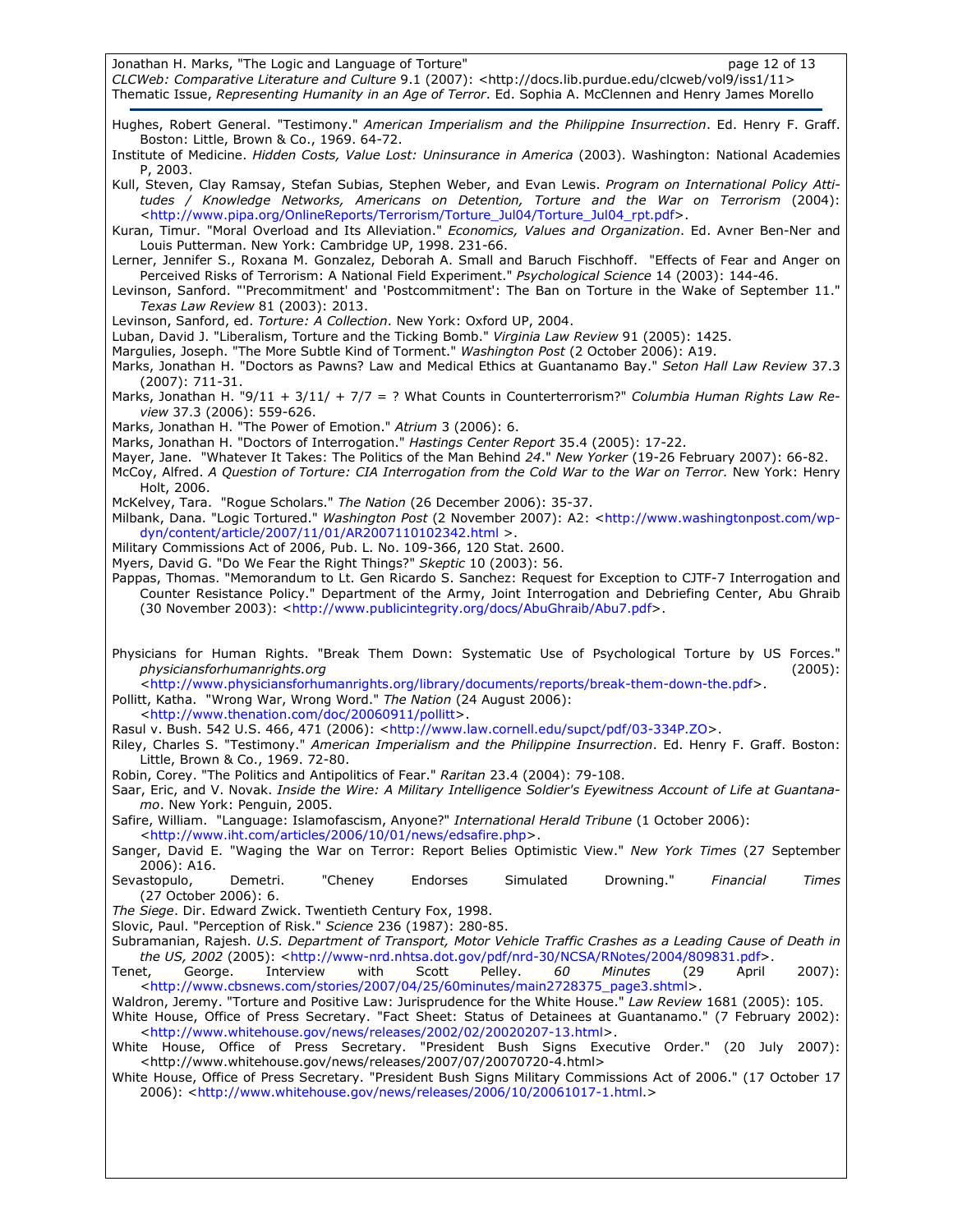Hughes, Robert General. "Testimony." *American Imperialism and the Philippine Insurrection*. Ed. Henry F. Graff. Boston: Little, Brown & Co., 1969. 64-72.

Institute of Medicine. *Hidden Costs, Value Lost: Uninsurance in America* (2003). Washington: National Academies P, 2003.

Kull, Steven, Clay Ramsay, Stefan Subias, Stephen Weber, and Evan Lewis. *Program on International Policy Attitudes / Knowledge Networks, Americans on Detention, Torture and the War on Terrorism* (2004): <http://www.pipa.org/OnlineReports/Terrorism/Torture_Jul04/Torture_Jul04_rpt.pdf>.

Kuran, Timur. "Moral Overload and Its Alleviation." *Economics, Values and Organization*. Ed. Avner Ben-Ner and Louis Putterman. New York: Cambridge UP, 1998. 231-66.

Lerner, Jennifer S., Roxana M. Gonzalez, Deborah A. Small and Baruch Fischhoff. "Effects of Fear and Anger on Perceived Risks of Terrorism: A National Field Experiment." *Psychological Science* 14 (2003): 144-46.

Levinson, Sanford. "'Precommitment' and 'Postcommitment': The Ban on Torture in the Wake of September 11." *Texas Law Review* 81 (2003): 2013.

Levinson, Sanford, ed. *Torture: A Collection*. New York: Oxford UP, 2004.

Luban, David J. "Liberalism, Torture and the Ticking Bomb." *Virginia Law Review* 91 (2005): 1425.

Margulies, Joseph. "The More Subtle Kind of Torment." *Washington Post* (2 October 2006): A19.

Marks, Jonathan H. "Doctors as Pawns? Law and Medical Ethics at Guantanamo Bay." *Seton Hall Law Review* 37.3 (2007): 711-31.

Marks, Jonathan H. "9/11 + 3/11/ + 7/7 = ? What Counts in Counterterrorism?" *Columbia Human Rights Law Review* 37.3 (2006): 559-626.

Marks, Jonathan H. "The Power of Emotion." *Atrium* 3 (2006): 6.

Marks, Jonathan H. "Doctors of Interrogation." *Hastings Center Report* 35.4 (2005): 17-22.

Mayer, Jane. "Whatever It Takes: The Politics of the Man Behind *24*." *New Yorker* (19-26 February 2007): 66-82.

McCoy, Alfred. *A Question of Torture: CIA Interrogation from the Cold War to the War on Terror.* New York: Henry Holt, 2006.

McKelvey, Tara. "Rogue Scholars." *The Nation* (26 December 2006): 35-37.

Milbank, Dana. "Logic Tortured." *Washington Post* (2 November 2007): A2: <http://www.washingtonpost.com/wp-dyn/content/article/2007/11/01/AR2007110102342.html >.

Military Commissions Act of 2006, Pub. L. No. 109-366, 120 Stat. 2600.

Myers, David G. "Do We Fear the Right Things?" *Skeptic* 10 (2003): 56.

Pappas, Thomas. "Memorandum to Lt. Gen Ricardo S. Sanchez: Request for Exception to CJTF-7 Interrogation and Counter Resistance Policy." Department of the Army, Joint Interrogation and Debriefing Center, Abu Ghraib (30 November 2003): <http://www.publicintegrity.org/docs/AbuGhraib/Abu7.pdf>.

Physicians for Human Rights. "Break Them Down: Systematic Use of Psychological Torture by US Forces." *physiciansforhumanrights.org* (2005): <http://www.physiciansforhumanrights.org/library/documents/reports/break-them-down-the.pdf>.

Pollitt, Katha. "Wrong War, Wrong Word." *The Nation* (24 August 2006): <http://www.thenation.com/doc/20060911/pollitt>.

Rasul v. Bush. 542 U.S. 466, 471 (2006): <http://www.law.cornell.edu/supct/pdf/03-334P.ZO>.

Riley, Charles S. "Testimony." *American Imperialism and the Philippine Insurrection*. Ed. Henry F. Graff. Boston: Little, Brown & Co., 1969. 72-80.

Robin, Corey. "The Politics and Antipolitics of Fear." *Raritan* 23.4 (2004): 79-108.

Saar, Eric, and V. Novak. *Inside the Wire: A Military Intelligence Soldier's Eyewitness Account of Life at Guantanamo*. New York: Penguin, 2005.

Safire, William. "Language: Islamofascism, Anyone?" *International Herald Tribune* (1 October 2006): <http://www.iht.com/articles/2006/10/01/news/edsafire.php>.

Sanger, David E. "Waging the War on Terror: Report Belies Optimistic View." *New York Times* (27 September 2006): A16.

Sevastopulo, Demetri. "Cheney Endorses Simulated Drowning." *Financial Times* (27 October 2006): 6.

*The Siege*. Dir. Edward Zwick. Twentieth Century Fox, 1998.

Slovic, Paul. "Perception of Risk." *Science* 236 (1987): 280-85.

Subramanian, Rajesh. *U.S. Department of Transport, Motor Vehicle Traffic Crashes as a Leading Cause of Death in the US, 2002* (2005): <http://www-nrd.nhtsa.dot.gov/pdf/nrd-30/NCSA/RNotes/2004/809831.pdf>.

Tenet, George. Interview with Scott Pelley. *60 Minutes* (29 April 2007): <http://www.cbsnews.com/stories/2007/04/25/60minutes/main2728375_page3.shtml>.

Waldron, Jeremy. "Torture and Positive Law: Jurisprudence for the White House." *Law Review* 1681 (2005): 105.

White House, Office of Press Secretary. "Fact Sheet: Status of Detainees at Guantanamo." (7 February 2002): <http://www.whitehouse.gov/news/releases/2002/02/20020207-13.html>.

White House, Office of Press Secretary. "President Bush Signs Executive Order." (20 July 2007): <http://www.whitehouse.gov/news/releases/2007/07/20070720-4.html>

White House, Office of Press Secretary. "President Bush Signs Military Commissions Act of 2006." (17 October 17 2006): <http://www.whitehouse.gov/news/releases/2006/10/20061017-1.html.>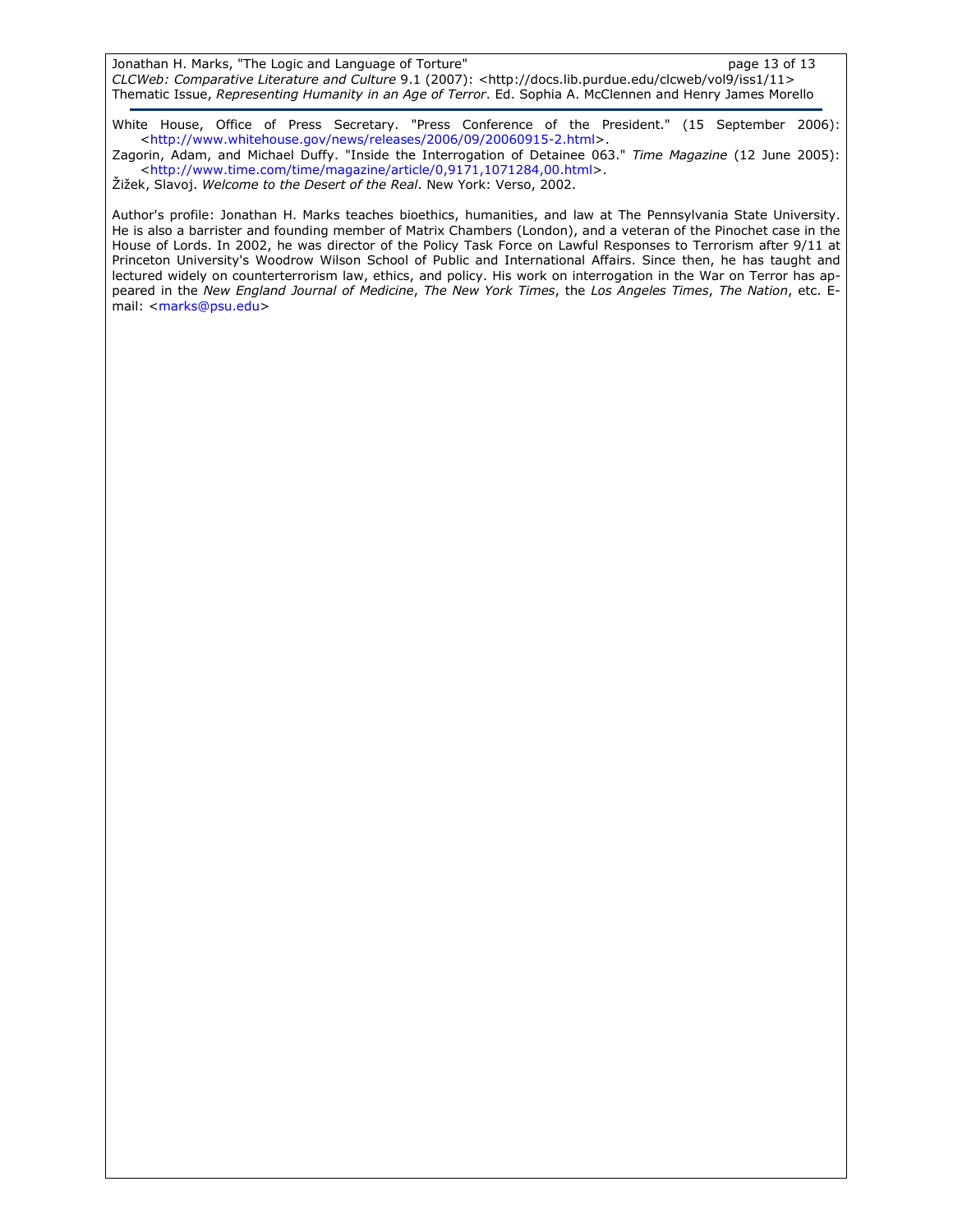White House, Office of Press Secretary. "Press Conference of the President." (15 September 2006): <http://www.whitehouse.gov/news/releases/2006/09/20060915-2.html>.

Zagorin, Adam, and Michael Duffy. "Inside the Interrogation of Detainee 063." *Time Magazine* (12 June 2005): <http://www.time.com/time/magazine/article/0,9171,1071284,00.html>.

Žižek, Slavoj. *Welcome to the Desert of the Real*. New York: Verso, 2002.

Author's profile: Jonathan H. Marks teaches bioethics, humanities, and law at The Pennsylvania State University. He is also a barrister and founding member of Matrix Chambers (London), and a veteran of the Pinochet case in the House of Lords. In 2002, he was director of the Policy Task Force on Lawful Responses to Terrorism after 9/11 at Princeton University's Woodrow Wilson School of Public and International Affairs. Since then, he has taught and lectured widely on counterterrorism law, ethics, and policy. His work on interrogation in the War on Terror has appeared in the *New England Journal of Medicine*, *The New York Times*, the *Los Angeles Times*, *The Nation*, etc. E-mail: <marks@psu.edu>